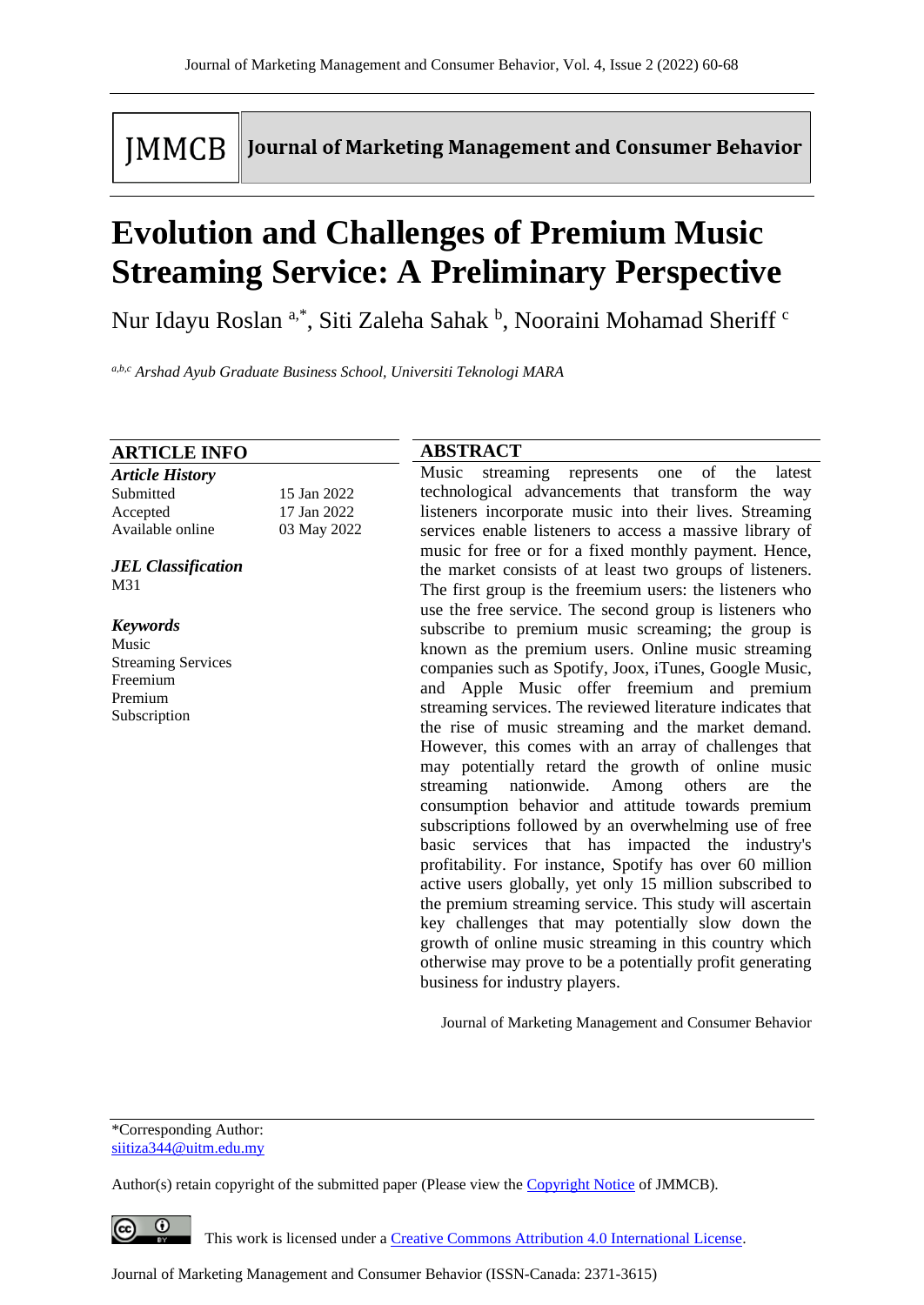JMMCB | Journal of Marketing Management and Consumer Behavior

# Evolution and Challenges of Premium Music Streaming Service: A Preliminary Perspective

Nur Idayu Roslan [a,*], Siti Zaleha Sahak [b], Nooraini Mohamad Sheriff [c]

[a,b,c] *Arshad Ayub Graduate Business School, Universiti Teknologi MARA*

## ARTICLE INFO

***Article History***

| | |
|---|---|
| Submitted | 15 Jan 2022 |
| Accepted | 17 Jan 2022 |
| Available online | 03 May 2022 |

***JEL Classification***

M31

***Keywords***

Music
Streaming Services
Freemium
Premium
Subscription

## ABSTRACT

Music streaming represents one of the latest technological advancements that transform the way listeners incorporate music into their lives. Streaming services enable listeners to access a massive library of music for free or for a fixed monthly payment. Hence, the market consists of at least two groups of listeners. The first group is the freemium users: the listeners who use the free service. The second group is listeners who subscribe to premium music screaming; the group is known as the premium users. Online music streaming companies such as Spotify, Joox, iTunes, Google Music, and Apple Music offer freemium and premium streaming services. The reviewed literature indicates that the rise of music streaming and the market demand. However, this comes with an array of challenges that may potentially retard the growth of online music streaming nationwide. Among others are the consumption behavior and attitude towards premium subscriptions followed by an overwhelming use of free basic services that has impacted the industry's profitability. For instance, Spotify has over 60 million active users globally, yet only 15 million subscribed to the premium streaming service. This study will ascertain key challenges that may potentially slow down the growth of online music streaming in this country which otherwise may prove to be a potentially profit generating business for industry players.

Journal of Marketing Management and Consumer Behavior

*Corresponding Author:
siitiza344@uitm.edu.my

Author(s) retain copyright of the submitted paper (Please view the Copyright Notice of JMMCB).

This work is licensed under a Creative Commons Attribution 4.0 International License.

Journal of Marketing Management and Consumer Behavior (ISSN-Canada: 2371-3615)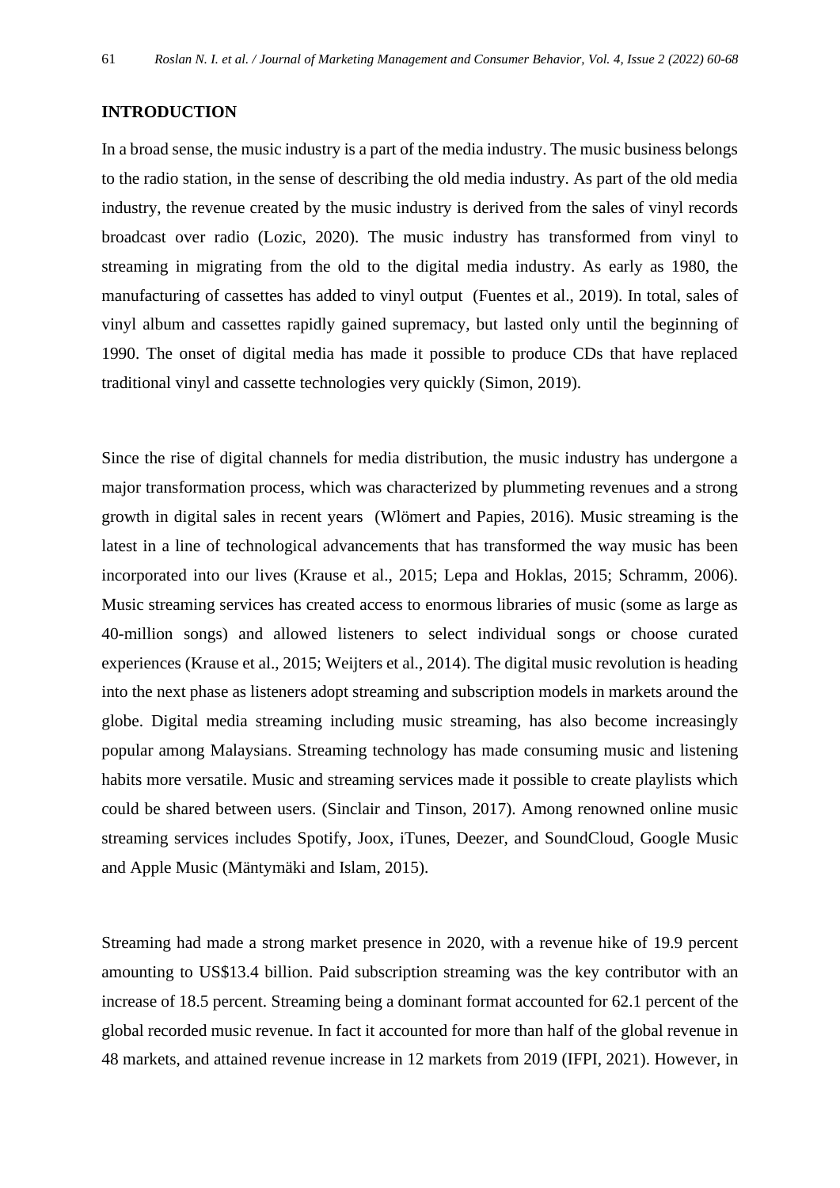## INTRODUCTION

In a broad sense, the music industry is a part of the media industry. The music business belongs to the radio station, in the sense of describing the old media industry. As part of the old media industry, the revenue created by the music industry is derived from the sales of vinyl records broadcast over radio (Lozic, 2020). The music industry has transformed from vinyl to streaming in migrating from the old to the digital media industry. As early as 1980, the manufacturing of cassettes has added to vinyl output (Fuentes et al., 2019). In total, sales of vinyl album and cassettes rapidly gained supremacy, but lasted only until the beginning of 1990. The onset of digital media has made it possible to produce CDs that have replaced traditional vinyl and cassette technologies very quickly (Simon, 2019).

Since the rise of digital channels for media distribution, the music industry has undergone a major transformation process, which was characterized by plummeting revenues and a strong growth in digital sales in recent years (Wlömert and Papies, 2016). Music streaming is the latest in a line of technological advancements that has transformed the way music has been incorporated into our lives (Krause et al., 2015; Lepa and Hoklas, 2015; Schramm, 2006). Music streaming services has created access to enormous libraries of music (some as large as 40-million songs) and allowed listeners to select individual songs or choose curated experiences (Krause et al., 2015; Weijters et al., 2014). The digital music revolution is heading into the next phase as listeners adopt streaming and subscription models in markets around the globe. Digital media streaming including music streaming, has also become increasingly popular among Malaysians. Streaming technology has made consuming music and listening habits more versatile. Music and streaming services made it possible to create playlists which could be shared between users. (Sinclair and Tinson, 2017). Among renowned online music streaming services includes Spotify, Joox, iTunes, Deezer, and SoundCloud, Google Music and Apple Music (Mäntymäki and Islam, 2015).

Streaming had made a strong market presence in 2020, with a revenue hike of 19.9 percent amounting to US$13.4 billion. Paid subscription streaming was the key contributor with an increase of 18.5 percent. Streaming being a dominant format accounted for 62.1 percent of the global recorded music revenue. In fact it accounted for more than half of the global revenue in 48 markets, and attained revenue increase in 12 markets from 2019 (IFPI, 2021). However, in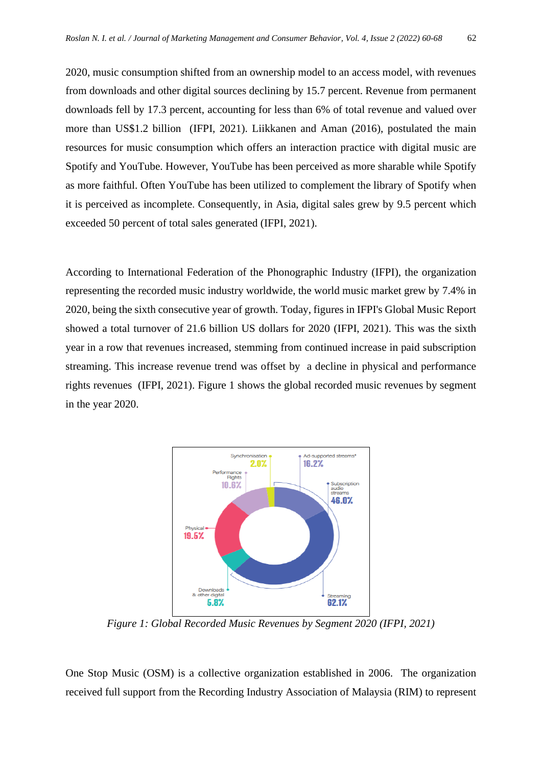2020, music consumption shifted from an ownership model to an access model, with revenues from downloads and other digital sources declining by 15.7 percent. Revenue from permanent downloads fell by 17.3 percent, accounting for less than 6% of total revenue and valued over more than US$1.2 billion (IFPI, 2021). Liikkanen and Aman (2016), postulated the main resources for music consumption which offers an interaction practice with digital music are Spotify and YouTube. However, YouTube has been perceived as more sharable while Spotify as more faithful. Often YouTube has been utilized to complement the library of Spotify when it is perceived as incomplete. Consequently, in Asia, digital sales grew by 9.5 percent which exceeded 50 percent of total sales generated (IFPI, 2021).

According to International Federation of the Phonographic Industry (IFPI), the organization representing the recorded music industry worldwide, the world music market grew by 7.4% in 2020, being the sixth consecutive year of growth. Today, figures in IFPI's Global Music Report showed a total turnover of 21.6 billion US dollars for 2020 (IFPI, 2021). This was the sixth year in a row that revenues increased, stemming from continued increase in paid subscription streaming. This increase revenue trend was offset by a decline in physical and performance rights revenues (IFPI, 2021). Figure 1 shows the global recorded music revenues by segment in the year 2020.

*Figure 1: Global Recorded Music Revenues by Segment 2020 (IFPI, 2021)*

One Stop Music (OSM) is a collective organization established in 2006. The organization received full support from the Recording Industry Association of Malaysia (RIM) to represent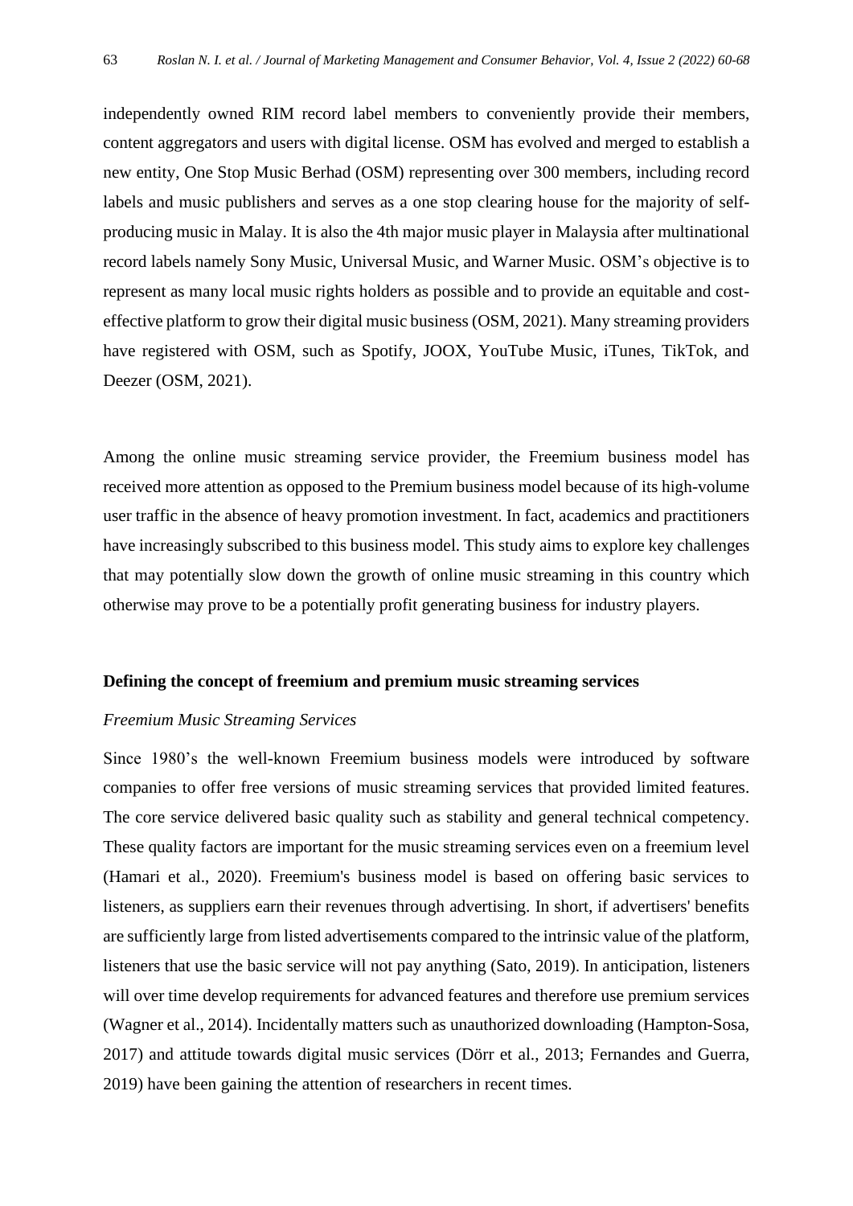independently owned RIM record label members to conveniently provide their members, content aggregators and users with digital license. OSM has evolved and merged to establish a new entity, One Stop Music Berhad (OSM) representing over 300 members, including record labels and music publishers and serves as a one stop clearing house for the majority of self-producing music in Malay. It is also the 4th major music player in Malaysia after multinational record labels namely Sony Music, Universal Music, and Warner Music. OSM's objective is to represent as many local music rights holders as possible and to provide an equitable and cost-effective platform to grow their digital music business (OSM, 2021). Many streaming providers have registered with OSM, such as Spotify, JOOX, YouTube Music, iTunes, TikTok, and Deezer (OSM, 2021).

Among the online music streaming service provider, the Freemium business model has received more attention as opposed to the Premium business model because of its high-volume user traffic in the absence of heavy promotion investment. In fact, academics and practitioners have increasingly subscribed to this business model. This study aims to explore key challenges that may potentially slow down the growth of online music streaming in this country which otherwise may prove to be a potentially profit generating business for industry players.

## Defining the concept of freemium and premium music streaming services

### *Freemium Music Streaming Services*

Since 1980's the well-known Freemium business models were introduced by software companies to offer free versions of music streaming services that provided limited features. The core service delivered basic quality such as stability and general technical competency. These quality factors are important for the music streaming services even on a freemium level (Hamari et al., 2020). Freemium's business model is based on offering basic services to listeners, as suppliers earn their revenues through advertising. In short, if advertisers' benefits are sufficiently large from listed advertisements compared to the intrinsic value of the platform, listeners that use the basic service will not pay anything (Sato, 2019). In anticipation, listeners will over time develop requirements for advanced features and therefore use premium services (Wagner et al., 2014). Incidentally matters such as unauthorized downloading (Hampton-Sosa, 2017) and attitude towards digital music services (Dörr et al., 2013; Fernandes and Guerra, 2019) have been gaining the attention of researchers in recent times.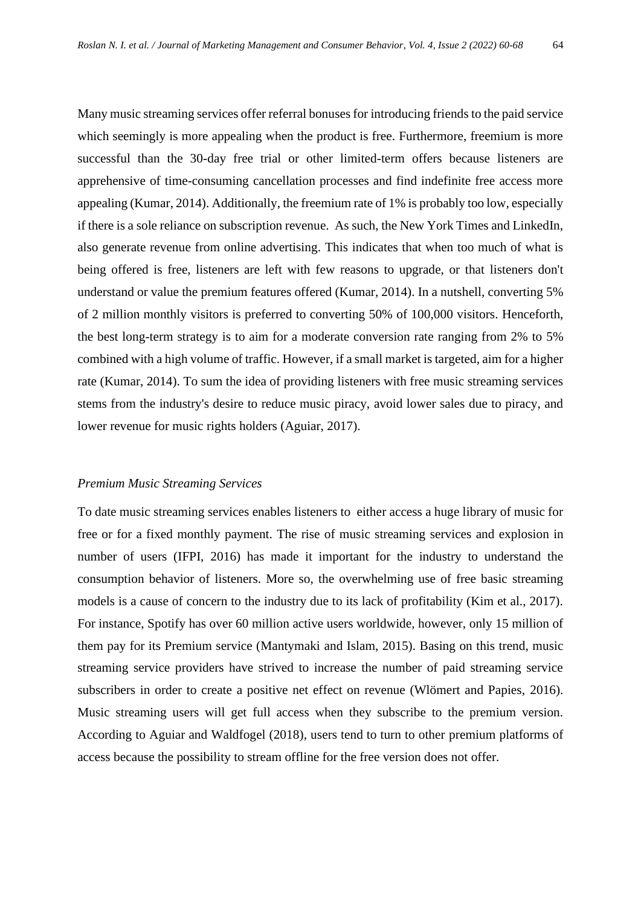Many music streaming services offer referral bonuses for introducing friends to the paid service which seemingly is more appealing when the product is free. Furthermore, freemium is more successful than the 30-day free trial or other limited-term offers because listeners are apprehensive of time-consuming cancellation processes and find indefinite free access more appealing (Kumar, 2014). Additionally, the freemium rate of 1% is probably too low, especially if there is a sole reliance on subscription revenue. As such, the New York Times and LinkedIn, also generate revenue from online advertising. This indicates that when too much of what is being offered is free, listeners are left with few reasons to upgrade, or that listeners don't understand or value the premium features offered (Kumar, 2014). In a nutshell, converting 5% of 2 million monthly visitors is preferred to converting 50% of 100,000 visitors. Henceforth, the best long-term strategy is to aim for a moderate conversion rate ranging from 2% to 5% combined with a high volume of traffic. However, if a small market is targeted, aim for a higher rate (Kumar, 2014). To sum the idea of providing listeners with free music streaming services stems from the industry's desire to reduce music piracy, avoid lower sales due to piracy, and lower revenue for music rights holders (Aguiar, 2017).

*Premium Music Streaming Services*

To date music streaming services enables listeners to either access a huge library of music for free or for a fixed monthly payment. The rise of music streaming services and explosion in number of users (IFPI, 2016) has made it important for the industry to understand the consumption behavior of listeners. More so, the overwhelming use of free basic streaming models is a cause of concern to the industry due to its lack of profitability (Kim et al., 2017). For instance, Spotify has over 60 million active users worldwide, however, only 15 million of them pay for its Premium service (Mantymaki and Islam, 2015). Basing on this trend, music streaming service providers have strived to increase the number of paid streaming service subscribers in order to create a positive net effect on revenue (Wlömert and Papies, 2016). Music streaming users will get full access when they subscribe to the premium version. According to Aguiar and Waldfogel (2018), users tend to turn to other premium platforms of access because the possibility to stream offline for the free version does not offer.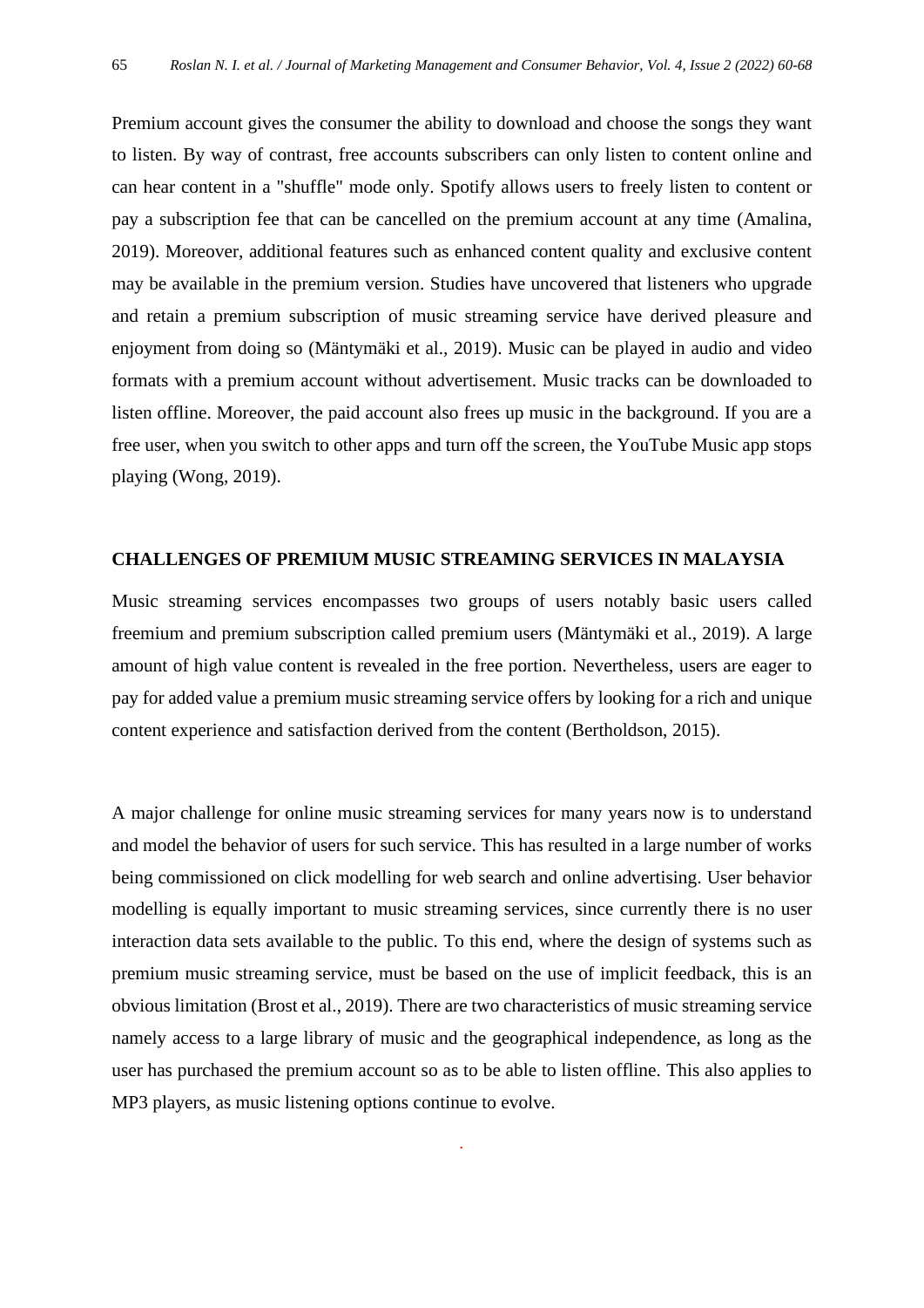Premium account gives the consumer the ability to download and choose the songs they want to listen. By way of contrast, free accounts subscribers can only listen to content online and can hear content in a "shuffle" mode only. Spotify allows users to freely listen to content or pay a subscription fee that can be cancelled on the premium account at any time (Amalina, 2019). Moreover, additional features such as enhanced content quality and exclusive content may be available in the premium version. Studies have uncovered that listeners who upgrade and retain a premium subscription of music streaming service have derived pleasure and enjoyment from doing so (Mäntymäki et al., 2019). Music can be played in audio and video formats with a premium account without advertisement. Music tracks can be downloaded to listen offline. Moreover, the paid account also frees up music in the background. If you are a free user, when you switch to other apps and turn off the screen, the YouTube Music app stops playing (Wong, 2019).

## CHALLENGES OF PREMIUM MUSIC STREAMING SERVICES IN MALAYSIA

Music streaming services encompasses two groups of users notably basic users called freemium and premium subscription called premium users (Mäntymäki et al., 2019). A large amount of high value content is revealed in the free portion. Nevertheless, users are eager to pay for added value a premium music streaming service offers by looking for a rich and unique content experience and satisfaction derived from the content (Bertholdson, 2015).

A major challenge for online music streaming services for many years now is to understand and model the behavior of users for such service. This has resulted in a large number of works being commissioned on click modelling for web search and online advertising. User behavior modelling is equally important to music streaming services, since currently there is no user interaction data sets available to the public. To this end, where the design of systems such as premium music streaming service, must be based on the use of implicit feedback, this is an obvious limitation (Brost et al., 2019). There are two characteristics of music streaming service namely access to a large library of music and the geographical independence, as long as the user has purchased the premium account so as to be able to listen offline. This also applies to MP3 players, as music listening options continue to evolve.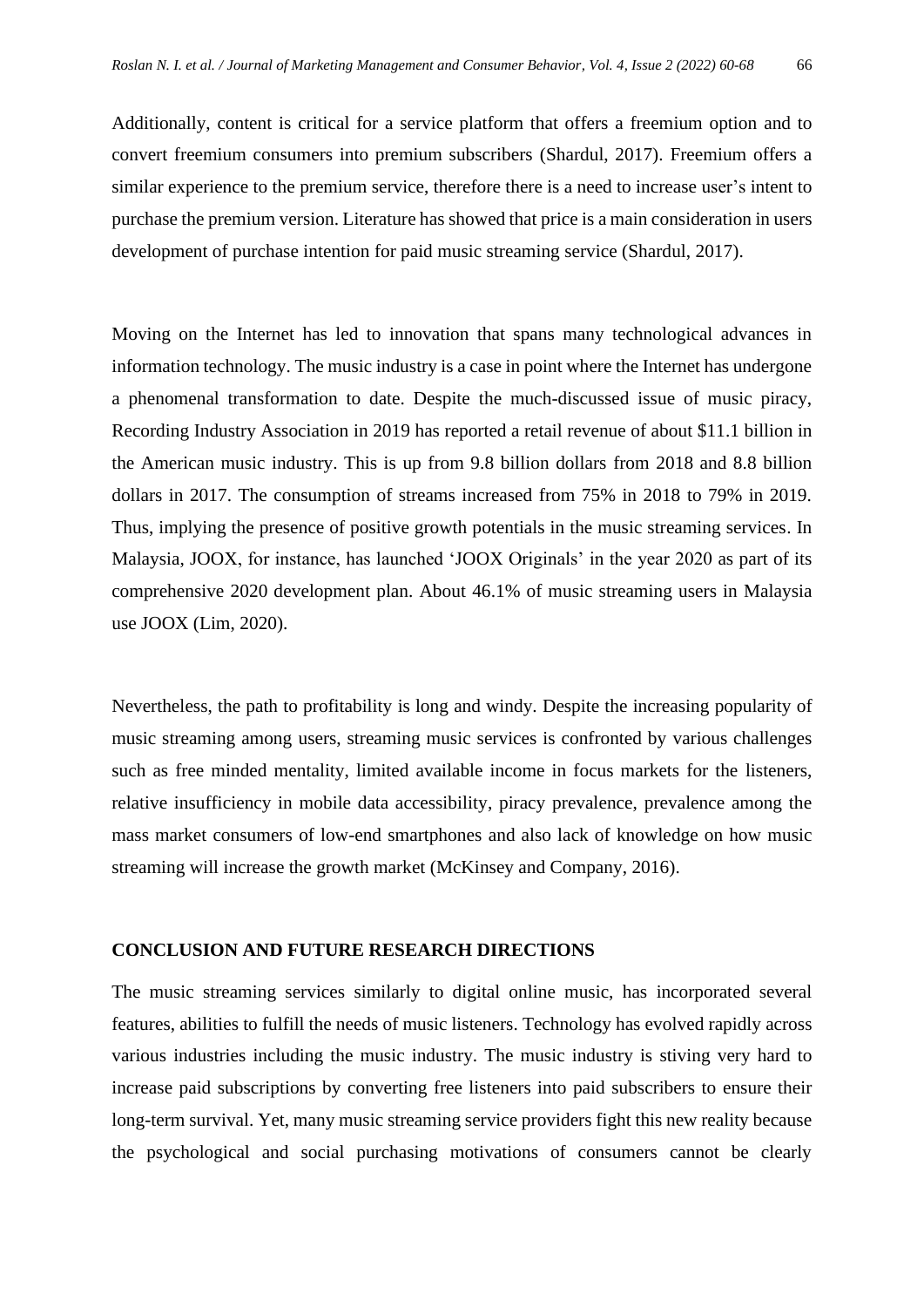Additionally, content is critical for a service platform that offers a freemium option and to convert freemium consumers into premium subscribers (Shardul, 2017). Freemium offers a similar experience to the premium service, therefore there is a need to increase user's intent to purchase the premium version. Literature has showed that price is a main consideration in users development of purchase intention for paid music streaming service (Shardul, 2017).

Moving on the Internet has led to innovation that spans many technological advances in information technology. The music industry is a case in point where the Internet has undergone a phenomenal transformation to date. Despite the much-discussed issue of music piracy, Recording Industry Association in 2019 has reported a retail revenue of about $11.1 billion in the American music industry. This is up from 9.8 billion dollars from 2018 and 8.8 billion dollars in 2017. The consumption of streams increased from 75% in 2018 to 79% in 2019. Thus, implying the presence of positive growth potentials in the music streaming services. In Malaysia, JOOX, for instance, has launched 'JOOX Originals' in the year 2020 as part of its comprehensive 2020 development plan. About 46.1% of music streaming users in Malaysia use JOOX (Lim, 2020).

Nevertheless, the path to profitability is long and windy. Despite the increasing popularity of music streaming among users, streaming music services is confronted by various challenges such as free minded mentality, limited available income in focus markets for the listeners, relative insufficiency in mobile data accessibility, piracy prevalence, prevalence among the mass market consumers of low-end smartphones and also lack of knowledge on how music streaming will increase the growth market (McKinsey and Company, 2016).

## CONCLUSION AND FUTURE RESEARCH DIRECTIONS

The music streaming services similarly to digital online music, has incorporated several features, abilities to fulfill the needs of music listeners. Technology has evolved rapidly across various industries including the music industry. The music industry is stiving very hard to increase paid subscriptions by converting free listeners into paid subscribers to ensure their long-term survival. Yet, many music streaming service providers fight this new reality because the psychological and social purchasing motivations of consumers cannot be clearly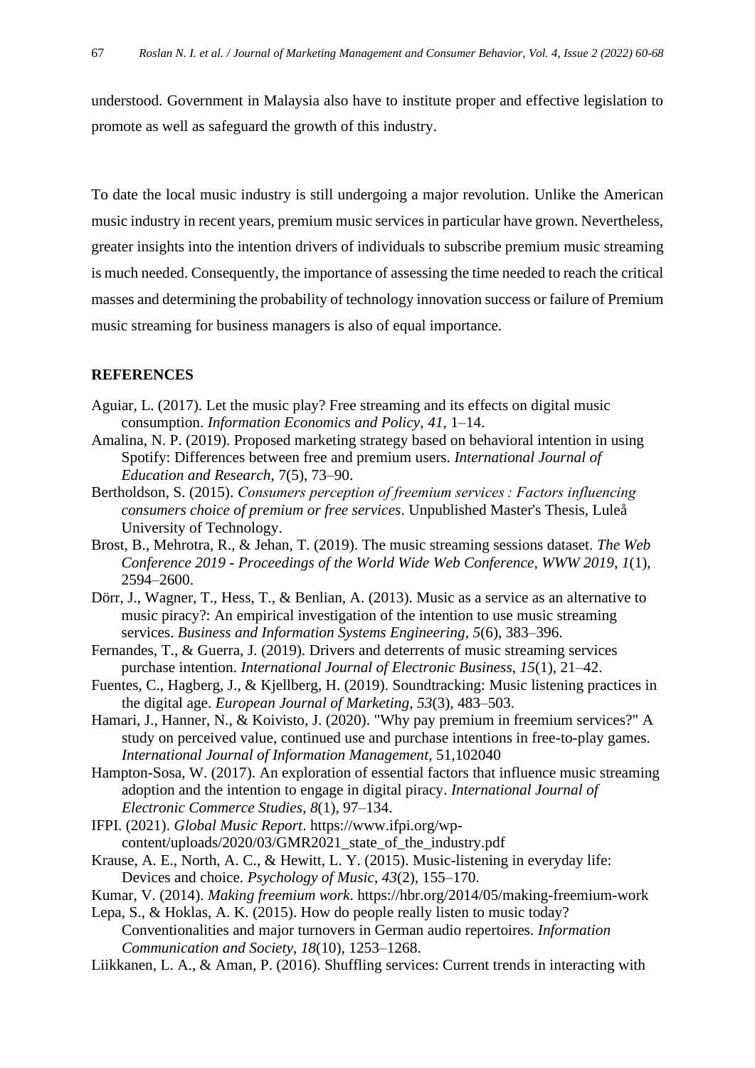understood. Government in Malaysia also have to institute proper and effective legislation to promote as well as safeguard the growth of this industry.

To date the local music industry is still undergoing a major revolution. Unlike the American music industry in recent years, premium music services in particular have grown. Nevertheless, greater insights into the intention drivers of individuals to subscribe premium music streaming is much needed. Consequently, the importance of assessing the time needed to reach the critical masses and determining the probability of technology innovation success or failure of Premium music streaming for business managers is also of equal importance.

## REFERENCES

Aguiar, L. (2017). Let the music play? Free streaming and its effects on digital music consumption. *Information Economics and Policy*, *41*, 1–14.

Amalina, N. P. (2019). Proposed marketing strategy based on behavioral intention in using Spotify: Differences between free and premium users. *International Journal of Education and Research*, 7(5), 73–90.

Bertholdson, S. (2015). *Consumers perception of freemium services : Factors influencing consumers choice of premium or free services*. Unpublished Master's Thesis, Luleå University of Technology.

Brost, B., Mehrotra, R., & Jehan, T. (2019). The music streaming sessions dataset. *The Web Conference 2019 - Proceedings of the World Wide Web Conference, WWW 2019*, *1*(1), 2594–2600.

Dörr, J., Wagner, T., Hess, T., & Benlian, A. (2013). Music as a service as an alternative to music piracy?: An empirical investigation of the intention to use music streaming services. *Business and Information Systems Engineering*, *5*(6), 383–396.

Fernandes, T., & Guerra, J. (2019). Drivers and deterrents of music streaming services purchase intention. *International Journal of Electronic Business*, *15*(1), 21–42.

Fuentes, C., Hagberg, J., & Kjellberg, H. (2019). Soundtracking: Music listening practices in the digital age. *European Journal of Marketing*, *53*(3), 483–503.

Hamari, J., Hanner, N., & Koivisto, J. (2020). "Why pay premium in freemium services?" A study on perceived value, continued use and purchase intentions in free-to-play games. *International Journal of Information Management*, 51,102040

Hampton-Sosa, W. (2017). An exploration of essential factors that influence music streaming adoption and the intention to engage in digital piracy. *International Journal of Electronic Commerce Studies*, *8*(1), 97–134.

IFPI. (2021). *Global Music Report*. https://www.ifpi.org/wp-content/uploads/2020/03/GMR2021_state_of_the_industry.pdf

Krause, A. E., North, A. C., & Hewitt, L. Y. (2015). Music-listening in everyday life: Devices and choice. *Psychology of Music*, *43*(2), 155–170.

Kumar, V. (2014). *Making freemium work*. https://hbr.org/2014/05/making-freemium-work

Lepa, S., & Hoklas, A. K. (2015). How do people really listen to music today? Conventionalities and major turnovers in German audio repertoires. *Information Communication and Society*, *18*(10), 1253–1268.

Liikkanen, L. A., & Aman, P. (2016). Shuffling services: Current trends in interacting with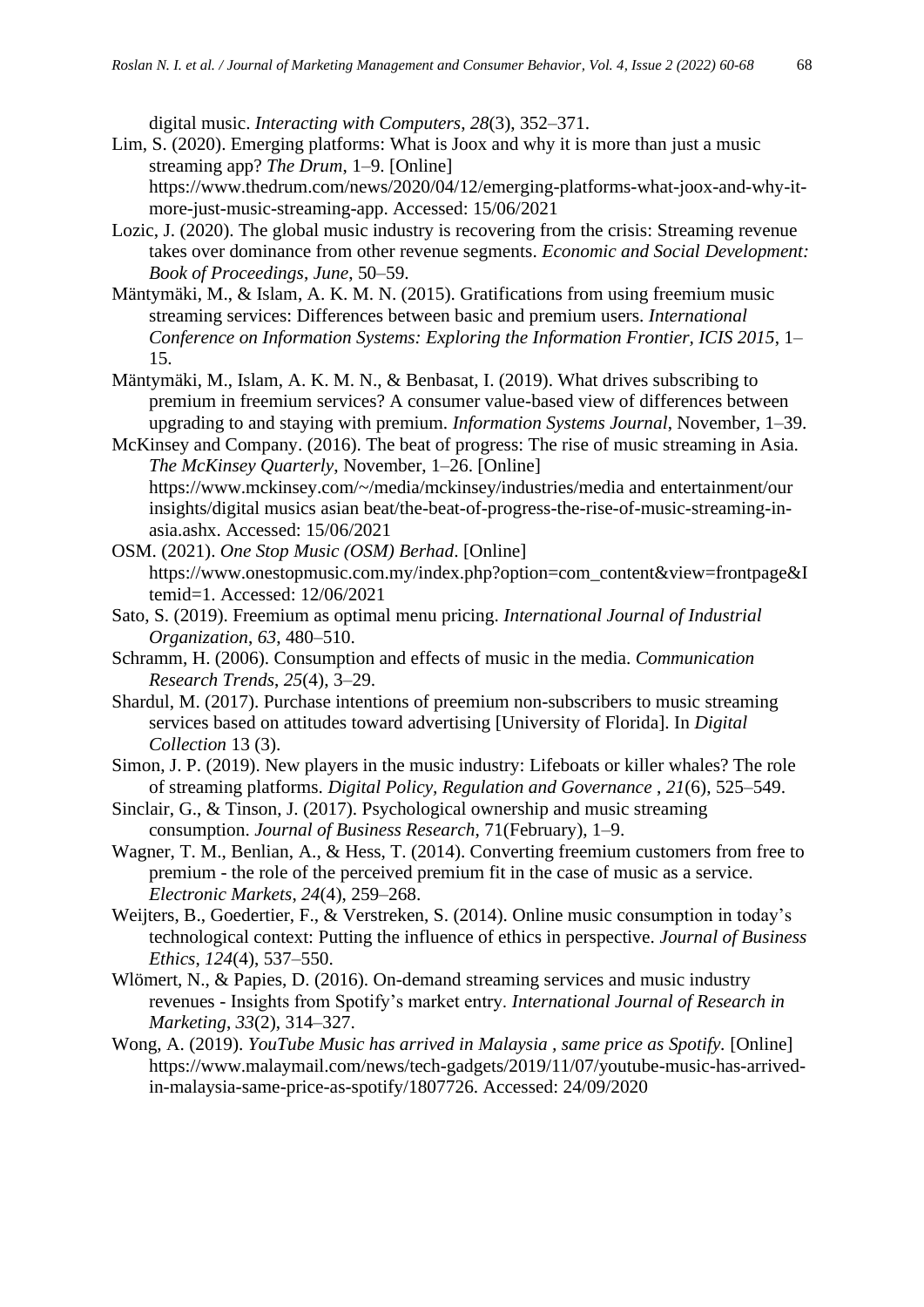digital music. *Interacting with Computers*, *28*(3), 352–371.

Lim, S. (2020). Emerging platforms: What is Joox and why it is more than just a music streaming app? *The Drum*, 1–9. [Online] https://www.thedrum.com/news/2020/04/12/emerging-platforms-what-joox-and-why-it-more-just-music-streaming-app. Accessed: 15/06/2021

Lozic, J. (2020). The global music industry is recovering from the crisis: Streaming revenue takes over dominance from other revenue segments. *Economic and Social Development: Book of Proceedings*, *June*, 50–59.

Mäntymäki, M., & Islam, A. K. M. N. (2015). Gratifications from using freemium music streaming services: Differences between basic and premium users. *International Conference on Information Systems: Exploring the Information Frontier, ICIS 2015*, 1–15.

Mäntymäki, M., Islam, A. K. M. N., & Benbasat, I. (2019). What drives subscribing to premium in freemium services? A consumer value-based view of differences between upgrading to and staying with premium. *Information Systems Journal*, November, 1–39.

McKinsey and Company. (2016). The beat of progress: The rise of music streaming in Asia. *The McKinsey Quarterly*, November, 1–26. [Online] https://www.mckinsey.com/~/media/mckinsey/industries/media and entertainment/our insights/digital musics asian beat/the-beat-of-progress-the-rise-of-music-streaming-in-asia.ashx. Accessed: 15/06/2021

OSM. (2021). *One Stop Music (OSM) Berhad*. [Online] https://www.onestopmusic.com.my/index.php?option=com_content&view=frontpage&Itemid=1. Accessed: 12/06/2021

Sato, S. (2019). Freemium as optimal menu pricing. *International Journal of Industrial Organization*, *63*, 480–510.

Schramm, H. (2006). Consumption and effects of music in the media. *Communication Research Trends*, *25*(4), 3–29.

Shardul, M. (2017). Purchase intentions of preemium non-subscribers to music streaming services based on attitudes toward advertising [University of Florida]. In *Digital Collection* 13 (3).

Simon, J. P. (2019). New players in the music industry: Lifeboats or killer whales? The role of streaming platforms. *Digital Policy, Regulation and Governance* , *21*(6), 525–549.

Sinclair, G., & Tinson, J. (2017). Psychological ownership and music streaming consumption. *Journal of Business Research*, 71(February), 1–9.

Wagner, T. M., Benlian, A., & Hess, T. (2014). Converting freemium customers from free to premium - the role of the perceived premium fit in the case of music as a service. *Electronic Markets*, *24*(4), 259–268.

Weijters, B., Goedertier, F., & Verstreken, S. (2014). Online music consumption in today's technological context: Putting the influence of ethics in perspective. *Journal of Business Ethics*, *124*(4), 537–550.

Wlömert, N., & Papies, D. (2016). On-demand streaming services and music industry revenues - Insights from Spotify's market entry. *International Journal of Research in Marketing*, *33*(2), 314–327.

Wong, A. (2019). *YouTube Music has arrived in Malaysia , same price as Spotify.* [Online] https://www.malaymail.com/news/tech-gadgets/2019/11/07/youtube-music-has-arrived-in-malaysia-same-price-as-spotify/1807726. Accessed: 24/09/2020